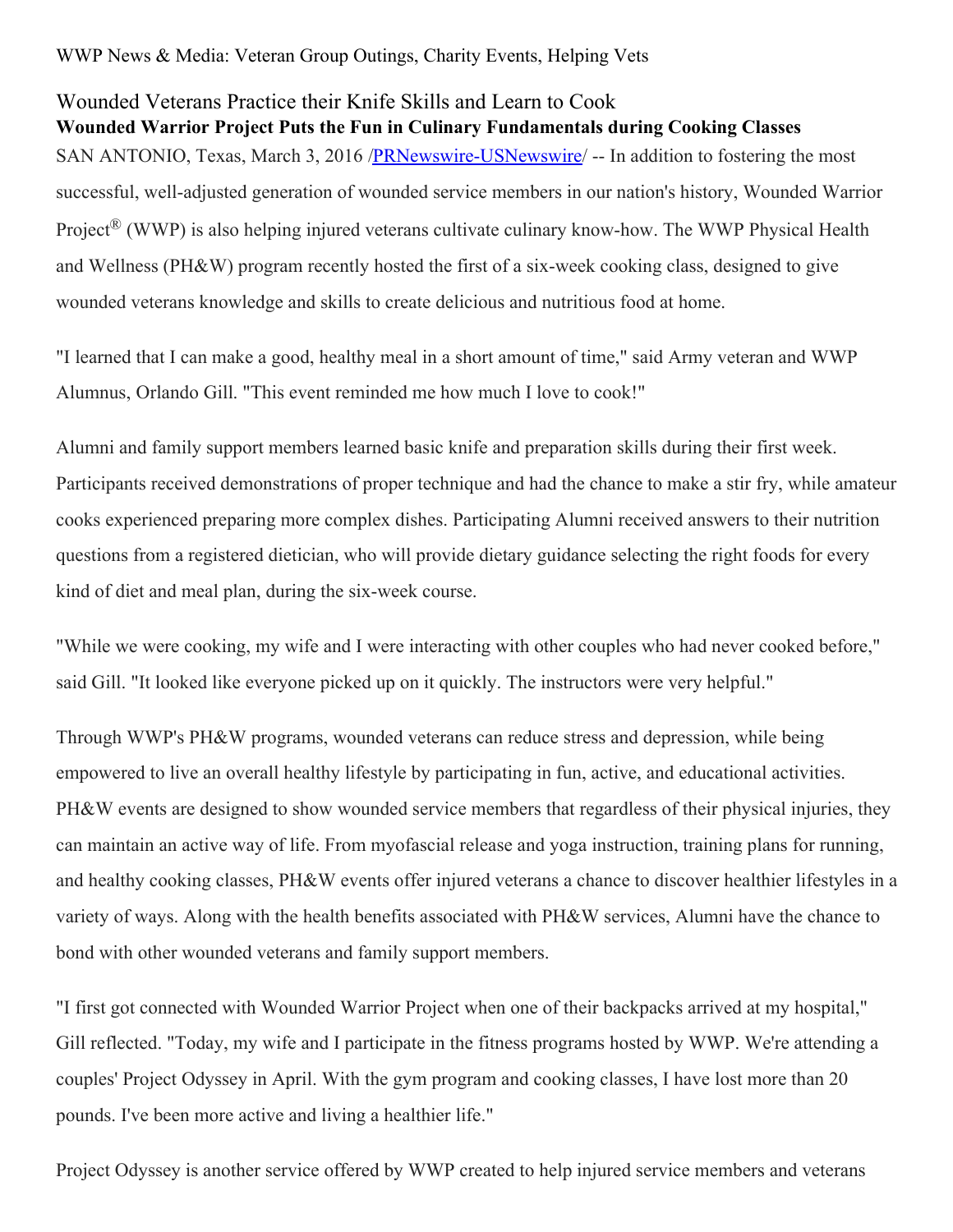WWP News & Media: Veteran Group Outings, Charity Events, Helping Vets

# Wounded Veterans Practice their Knife Skills and Learn to Cook

**Wounded Warrior Project Puts the Fun in Culinary Fundamentals during Cooking Classes**

SAN ANTONIO, Texas, March 3, 2016 /[PRNewswire-USNewswire](http://www.prnewswire.com/)/ -- In addition to fostering the most successful, well-adjusted generation of wounded service members in our nation's history, Wounded Warrior Project® (WWP) is also helping injured veterans cultivate culinary know-how. The WWP Physical Health and Wellness (PH&W) program recently hosted the first of a six-week cooking class, designed to give wounded veterans knowledge and skills to create delicious and nutritious food at home.

"I learned that I can make a good, healthy meal in a short amount of time," said Army veteran and WWP Alumnus, Orlando Gill. "This event reminded me how much I love to cook!"

Alumni and family support members learned basic knife and preparation skills during their first week. Participants received demonstrations of proper technique and had the chance to make a stir fry, while amateur cooks experienced preparing more complex dishes. Participating Alumni received answers to their nutrition questions from a registered dietician, who will provide dietary guidance selecting the right foods for every kind of diet and meal plan, during the six-week course.

"While we were cooking, my wife and I were interacting with other couples who had never cooked before," said Gill. "It looked like everyone picked up on it quickly. The instructors were very helpful."

Through WWP's PH&W programs, wounded veterans can reduce stress and depression, while being empowered to live an overall healthy lifestyle by participating in fun, active, and educational activities. PH&W events are designed to show wounded service members that regardless of their physical injuries, they can maintain an active way of life. From myofascial release and yoga instruction, training plans for running, and healthy cooking classes, PH&W events offer injured veterans a chance to discover healthier lifestyles in a variety of ways. Along with the health benefits associated with PH&W services, Alumni have the chance to bond with other wounded veterans and family support members.

"I first got connected with Wounded Warrior Project when one of their backpacks arrived at my hospital," Gill reflected. "Today, my wife and I participate in the fitness programs hosted by WWP. We're attending a couples' Project Odyssey in April. With the gym program and cooking classes, I have lost more than 20 pounds. I've been more active and living a healthier life."

Project Odyssey is another service offered by WWP created to help injured service members and veterans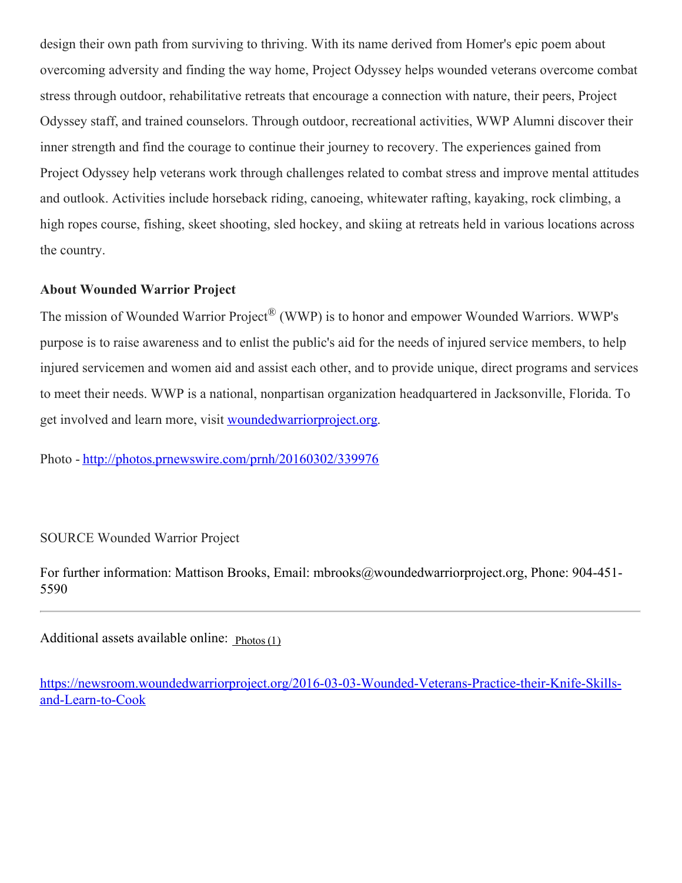design their own path from surviving to thriving. With its name derived from Homer's epic poem about overcoming adversity and finding the way home, Project Odyssey helps wounded veterans overcome combat stress through outdoor, rehabilitative retreats that encourage a connection with nature, their peers, Project Odyssey staff, and trained counselors. Through outdoor, recreational activities, WWP Alumni discover their inner strength and find the courage to continue their journey to recovery. The experiences gained from Project Odyssey help veterans work through challenges related to combat stress and improve mental attitudes and outlook. Activities include horseback riding, canoeing, whitewater rafting, kayaking, rock climbing, a high ropes course, fishing, skeet shooting, sled hockey, and skiing at retreats held in various locations across the country.

**About Wounded Warrior Project**

The mission of Wounded Warrior Project® (WWP) is to honor and empower Wounded Warriors. WWP's purpose is to raise awareness and to enlist the public's aid for the needs of injured service members, to help injured servicemen and women aid and assist each other, and to provide unique, direct programs and services to meet their needs. WWP is a national, nonpartisan organization headquartered in Jacksonville, Florida. To get involved and learn more, visit [woundedwarriorproject.org](woundedwarriorproject.org).

Photo - [http://photos.prnewswire.com/prnh/20160302/339976](http://photos.prnewswire.com/prnh/20160302/339976)

SOURCE Wounded Warrior Project

For further information: Mattison Brooks, Email: mbrooks@woundedwarriorproject.org, Phone: 904-451-5590

---

Additional assets available online: Photos (1)

[https://newsroom.woundedwarriorproject.org/2016-03-03-Wounded-Veterans-Practice-their-Knife-Skills-and-Learn-to-Cook](https://newsroom.woundedwarriorproject.org/2016-03-03-Wounded-Veterans-Practice-their-Knife-Skills-and-Learn-to-Cook)